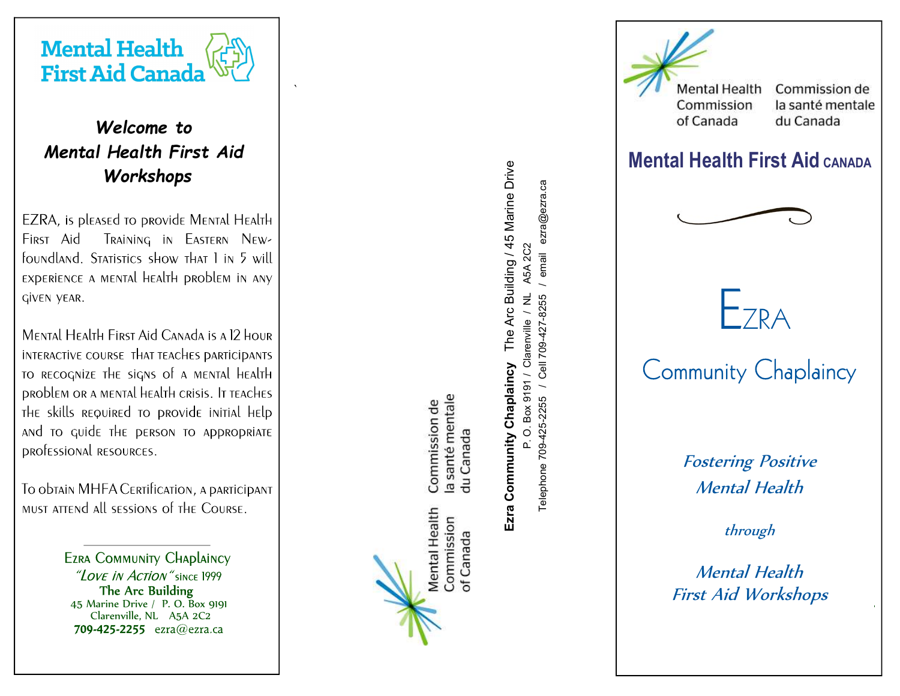Mental Health First Aid Canada

### *Welcome to Mental Health First Aid Workshops*

EZRA, is pleased to provide Mental Health First Aid Training in Eastern Newfoundland. Statistics show that 1 in 5 will experience a mental health problem in any given year.

Mental Health First Aid Canada is a 12 hour interactive course that teaches participants to recognize the signs of a mental health problem or a mental health crisis. It teaches the skills required to provide initial help and to guide the person to appropriate professional resources.

To obtain MHFA Certification, a participant must attend all sessions of the Course.

---

Ezra Community Chaplaincy
*"Love in Action"* since 1999
**The Arc Building**
45 Marine Drive / P. O. Box 9191
Clarenville, NL A5A 2C2
**709-425-2255** ezra@ezra.ca

Mental Health Commission of Canada | Commission de la santé mentale du Canada

**Ezra Community Chaplaincy** The Arc Building / 45 Marine Drive
P. O. Box 9191 / Clarenville / NL A5A 2C2
Telephone 709-425-2255 / Cell 709-427-8255 / email ezra@ezra.ca

Mental Health Commission of Canada | Commission de la santé mentale du Canada

## Mental Health First Aid CANADA

# EZRA

## Community Chaplaincy

*Fostering Positive Mental Health*

*through*

*Mental Health First Aid Workshops*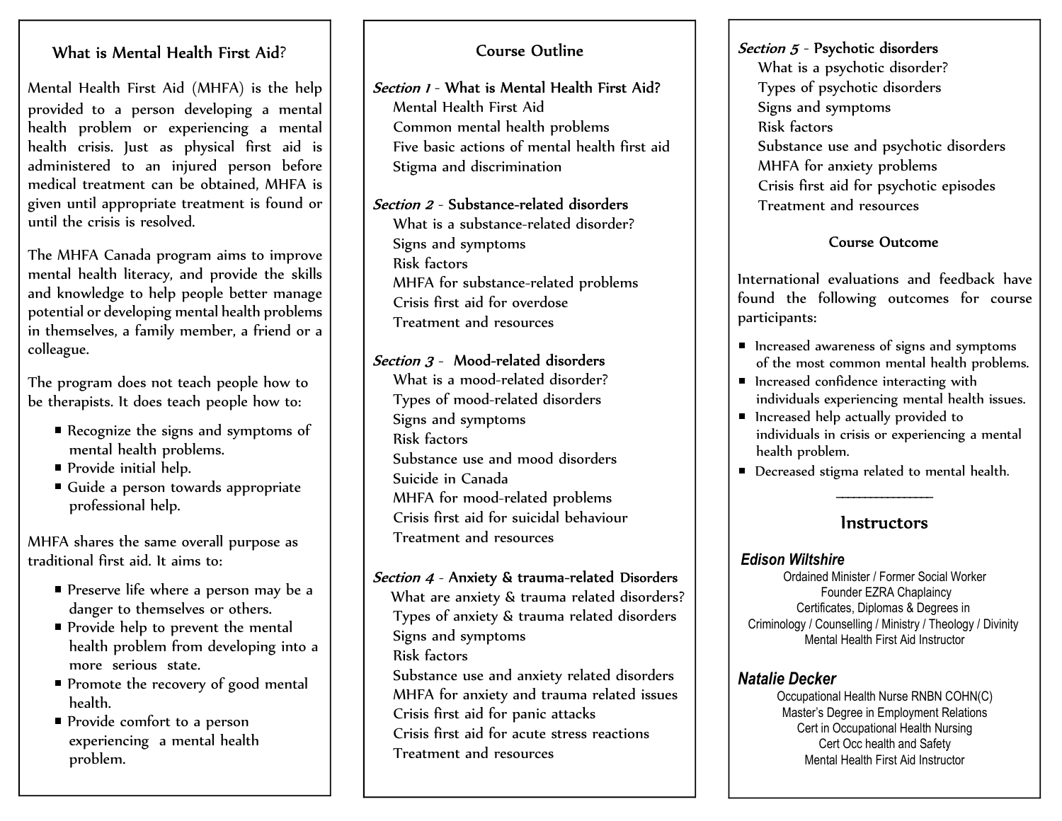## What is Mental Health First Aid?

Mental Health First Aid (MHFA) is the help provided to a person developing a mental health problem or experiencing a mental health crisis. Just as physical first aid is administered to an injured person before medical treatment can be obtained, MHFA is given until appropriate treatment is found or until the crisis is resolved.

The MHFA Canada program aims to improve mental health literacy, and provide the skills and knowledge to help people better manage potential or developing mental health problems in themselves, a family member, a friend or a colleague.

The program does not teach people how to be therapists. It does teach people how to:

- Recognize the signs and symptoms of mental health problems.
- Provide initial help.
- Guide a person towards appropriate professional help.

MHFA shares the same overall purpose as traditional first aid. It aims to:

- Preserve life where a person may be a danger to themselves or others.
- Provide help to prevent the mental health problem from developing into a more serious state.
- Promote the recovery of good mental health.
- Provide comfort to a person experiencing a mental health problem.

## Course Outline

*Section 1* - **What is Mental Health First Aid?**

- Mental Health First Aid
- Common mental health problems
- Five basic actions of mental health first aid
- Stigma and discrimination

*Section 2* - **Substance-related disorders**

- What is a substance-related disorder?
- Signs and symptoms
- Risk factors
- MHFA for substance-related problems
- Crisis first aid for overdose
- Treatment and resources

*Section 3* - **Mood-related disorders**

- What is a mood-related disorder?
- Types of mood-related disorders
- Signs and symptoms
- Risk factors
- Substance use and mood disorders
- Suicide in Canada
- MHFA for mood-related problems
- Crisis first aid for suicidal behaviour
- Treatment and resources

*Section 4* - **Anxiety & trauma-related Disorders**

- What are anxiety & trauma related disorders?
- Types of anxiety & trauma related disorders
- Signs and symptoms
- Risk factors
- Substance use and anxiety related disorders
- MHFA for anxiety and trauma related issues
- Crisis first aid for panic attacks
- Crisis first aid for acute stress reactions
- Treatment and resources

*Section 5* - **Psychotic disorders**

- What is a psychotic disorder?
- Types of psychotic disorders
- Signs and symptoms
- Risk factors
- Substance use and psychotic disorders
- MHFA for anxiety problems
- Crisis first aid for psychotic episodes
- Treatment and resources

## Course Outcome

International evaluations and feedback have found the following outcomes for course participants:

- Increased awareness of signs and symptoms of the most common mental health problems.
- Increased confidence interacting with individuals experiencing mental health issues.
- Increased help actually provided to individuals in crisis or experiencing a mental health problem.
- Decreased stigma related to mental health.

---

## Instructors

***Edison Wiltshire***

Ordained Minister / Former Social Worker
Founder EZRA Chaplaincy
Certificates, Diplomas & Degrees in
Criminology / Counselling / Ministry / Theology / Divinity
Mental Health First Aid Instructor

***Natalie Decker***

Occupational Health Nurse RNBN COHN(C)
Master's Degree in Employment Relations
Cert in Occupational Health Nursing
Cert Occ health and Safety
Mental Health First Aid Instructor